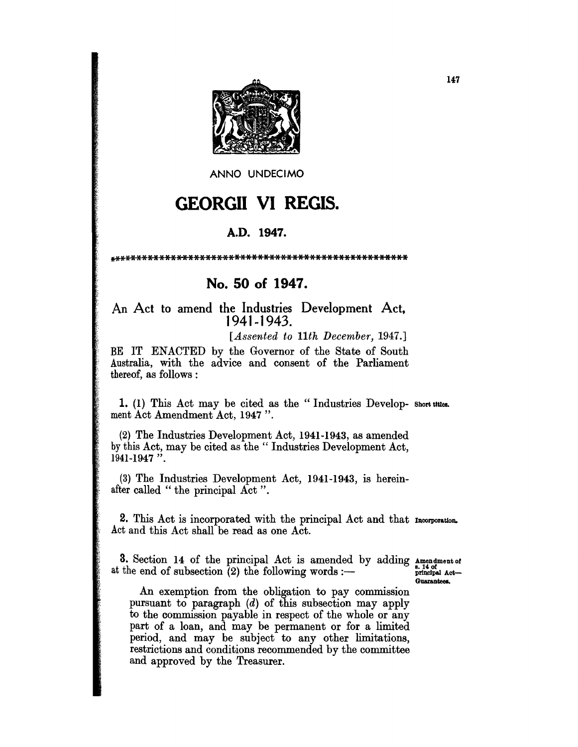ANNO UNDECIMO

# GEORGII VI REGIS.

## A.D. 1947.

\*\*\*\*\*\*\*\*\*\*\*\*\*\*\*\*\*\*\*\*\*\*\*\*\*\*\*\*\*\*\*\*\*\*\*\*\*\*\*\*\*\*\*\*\*\*\*\*\*\*\*\*\*

## No. 50 of 1947.

### An Act to amend the Industries Development Act, 1941-1943.

[*Assented to 11th December*, 1947.]

BE IT ENACTED by the Governor of the State of South Australia, with the advice and consent of the Parliament thereof, as follows :

**1.** (1) This Act may be cited as the " Industries Development Act Amendment Act, 1947 ". *Short titles.*

(2) The Industries Development Act, 1941-1943, as amended by this Act, may be cited as the " Industries Development Act, 1941-1947 ".

(3) The Industries Development Act, 1941-1943, is hereinafter called " the principal Act ".

**2.** This Act is incorporated with the principal Act and that Act and this Act shall be read as one Act. *Incorporation.*

**3.** Section 14 of the principal Act is amended by adding at the end of subsection (2) the following words :— *Amendment of s. 14 of principal Act—Guarantees.*

An exemption from the obligation to pay commission pursuant to paragraph (*d*) of this subsection may apply to the commission payable in respect of the whole or any part of a loan, and may be permanent or for a limited period, and may be subject to any other limitations, restrictions and conditions recommended by the committee and approved by the Treasurer.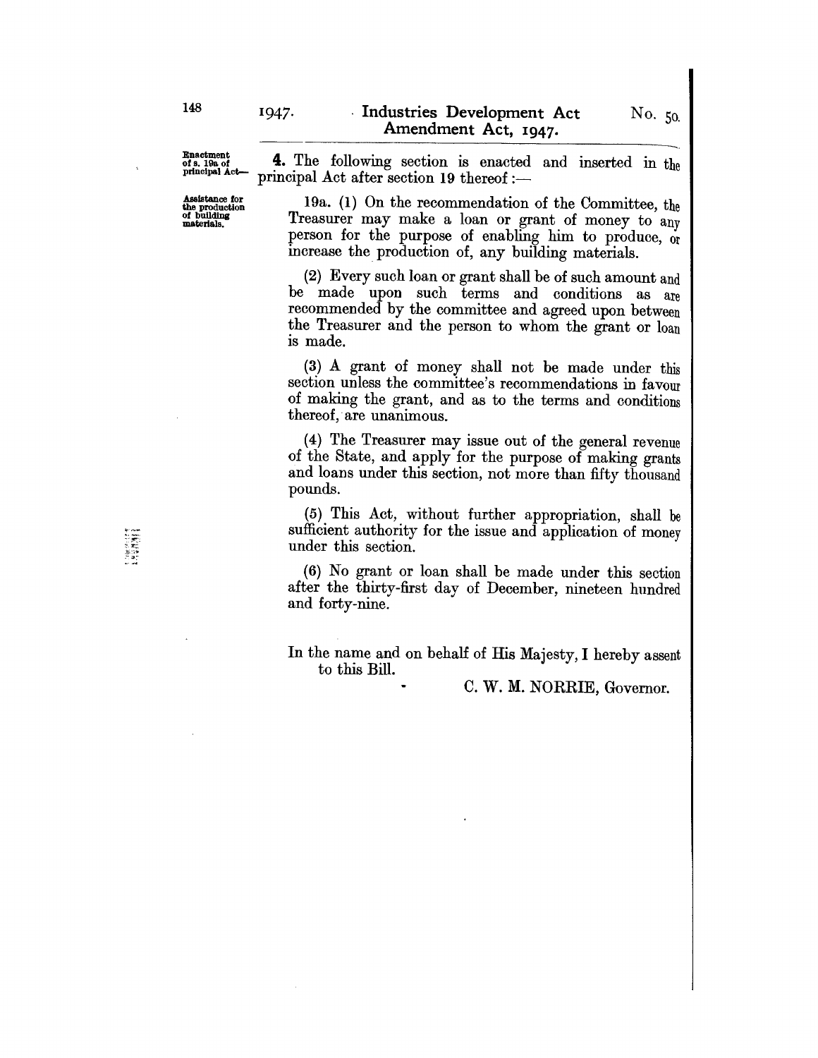**Enactment of s. 19a of principal Act—**

**4.** The following section is enacted and inserted in the principal Act after section 19 thereof :—

**Assistance for the production of building materials.**

19a. (1) On the recommendation of the Committee, the Treasurer may make a loan or grant of money to any person for the purpose of enabling him to produce, or increase the production of, any building materials.

(2) Every such loan or grant shall be of such amount and be made upon such terms and conditions as are recommended by the committee and agreed upon between the Treasurer and the person to whom the grant or loan is made.

(3) A grant of money shall not be made under this section unless the committee's recommendations in favour of making the grant, and as to the terms and conditions thereof, are unanimous.

(4) The Treasurer may issue out of the general revenue of the State, and apply for the purpose of making grants and loans under this section, not more than fifty thousand pounds.

(5) This Act, without further appropriation, shall be sufficient authority for the issue and application of money under this section.

(6) No grant or loan shall be made under this section after the thirty-first day of December, nineteen hundred and forty-nine.

In the name and on behalf of His Majesty, I hereby assent to this Bill.

C. W. M. NORRIE, Governor.